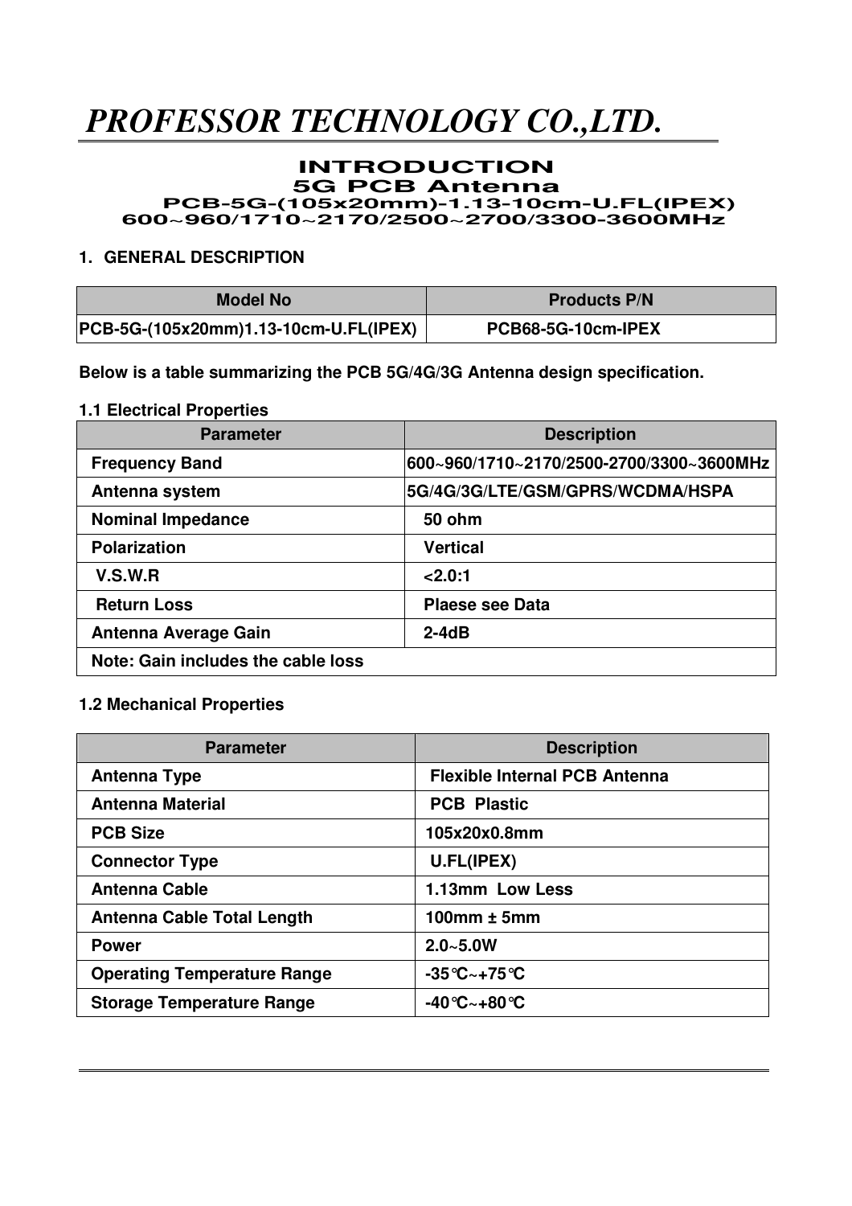# *PROFESSOR TECHNOLOGY CO.,LTD.*

## INTRODUCTION

## 5G PCB Antenna

### PCB-5G-(105x20mm)-1.13-10cm-U.FL(IPEX)

### 600~960/1710~2170/2500~2700/3300-3600MHz

**1. GENERAL DESCRIPTION**

| Model No | Products P/N |
|---|---|
| PCB-5G-(105x20mm)1.13-10cm-U.FL(IPEX) | PCB68-5G-10cm-IPEX |

**Below is a table summarizing the PCB 5G/4G/3G Antenna design specification.**

**1.1 Electrical Properties**

| Parameter | Description |
|---|---|
| Frequency Band | 600~960/1710~2170/2500-2700/3300~3600MHz |
| Antenna system | 5G/4G/3G/LTE/GSM/GPRS/WCDMA/HSPA |
| Nominal Impedance | 50 ohm |
| Polarization | Vertical |
| V.S.W.R | <2.0:1 |
| Return Loss | Plaese see Data |
| Antenna Average Gain | 2-4dB |
| Note: Gain includes the cable loss | |

**1.2 Mechanical Properties**

| Parameter | Description |
|---|---|
| Antenna Type | Flexible Internal PCB Antenna |
| Antenna Material | PCB Plastic |
| PCB Size | 105x20x0.8mm |
| Connector Type | U.FL(IPEX) |
| Antenna Cable | 1.13mm Low Less |
| Antenna Cable Total Length | 100mm ± 5mm |
| Power | 2.0~5.0W |
| Operating Temperature Range | -35℃~+75℃ |
| Storage Temperature Range | -40℃~+80℃ |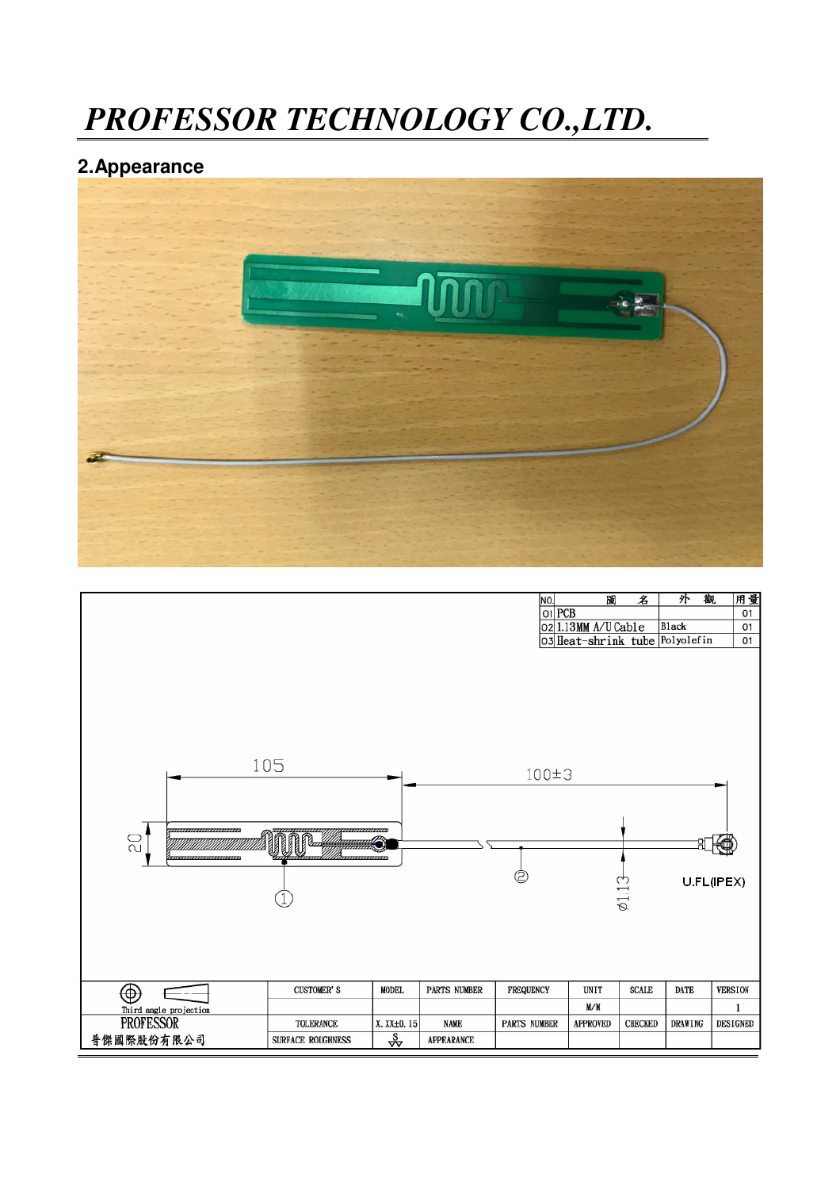# PROFESSOR TECHNOLOGY CO.,LTD.

## 2.Appearance

| NO. | 圖　名 | 外　觀 | 用量 |
|---|---|---|---|
| 01 | PCB | | 01 |
| 02 | 1.13MM A/U Cable | Black | 01 |
| 03 | Heat-shrink tube | Polyolefin | 01 |

105

100±3

20

① ②

ø1.13

U.FL(IPEX)

| Third angle projection | CUSTOMER'S | MODEL | PARTS NUMBER | FREQUENCY | UNIT | SCALE | DATE | VERSION |
|---|---|---|---|---|---|---|---|---|
| | | | | | M/M | | | 1 |
| PROFESSOR 普傑國際股份有限公司 | TOLERANCE | X.XX±0.15 | NAME | PARTS NUMBER | APPROVED | CHECKED | DRAWING | DESIGNED |
| | SURFACE ROUGHNESS | S | APPEARANCE | | | | | |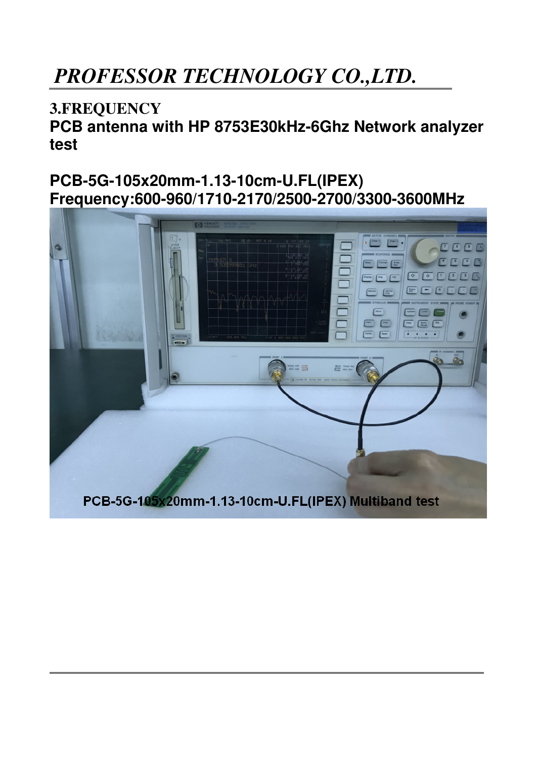# PROFESSOR TECHNOLOGY CO.,LTD.

## 3.FREQUENCY

**PCB antenna with HP 8753E30kHz-6Ghz Network analyzer test**

**PCB-5G-105x20mm-1.13-10cm-U.FL(IPEX)**
**Frequency:600-960/1710-2170/2500-2700/3300-3600MHz**

PCB-5G-105x20mm-1.13-10cm-U.FL(IPEX) Multiband test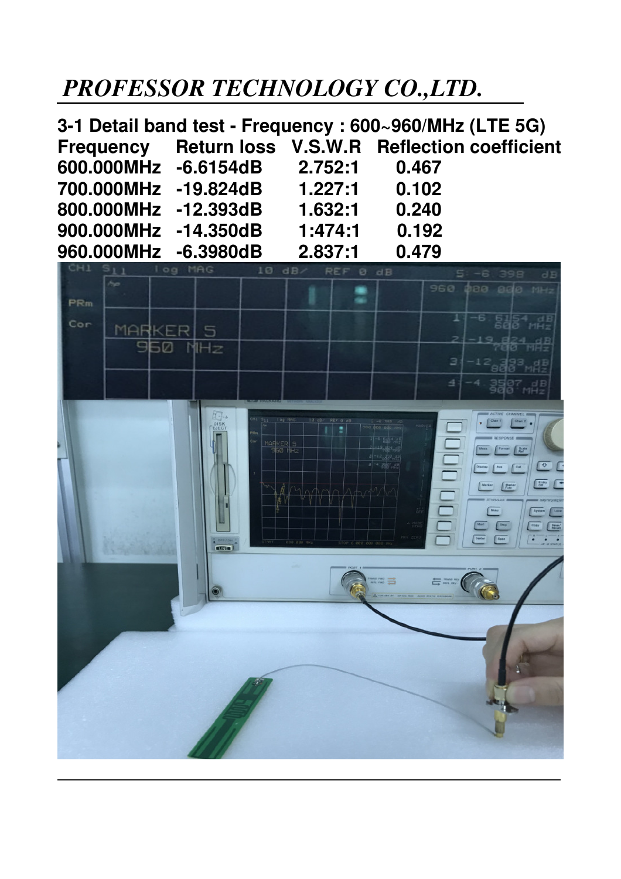*PROFESSOR TECHNOLOGY CO.,LTD.*

**3-1 Detail band test - Frequency : 600~960/MHz (LTE 5G)**

| Frequency | Return loss | V.S.W.R | Reflection coefficient |
|---|---|---|---|
| 600.000MHz | -6.6154dB | 2.752:1 | 0.467 |
| 700.000MHz | -19.824dB | 1.227:1 | 0.102 |
| 800.000MHz | -12.393dB | 1.632:1 | 0.240 |
| 900.000MHz | -14.350dB | 1:474:1 | 0.192 |
| 960.000MHz | -6.3980dB | 2.837:1 | 0.479 |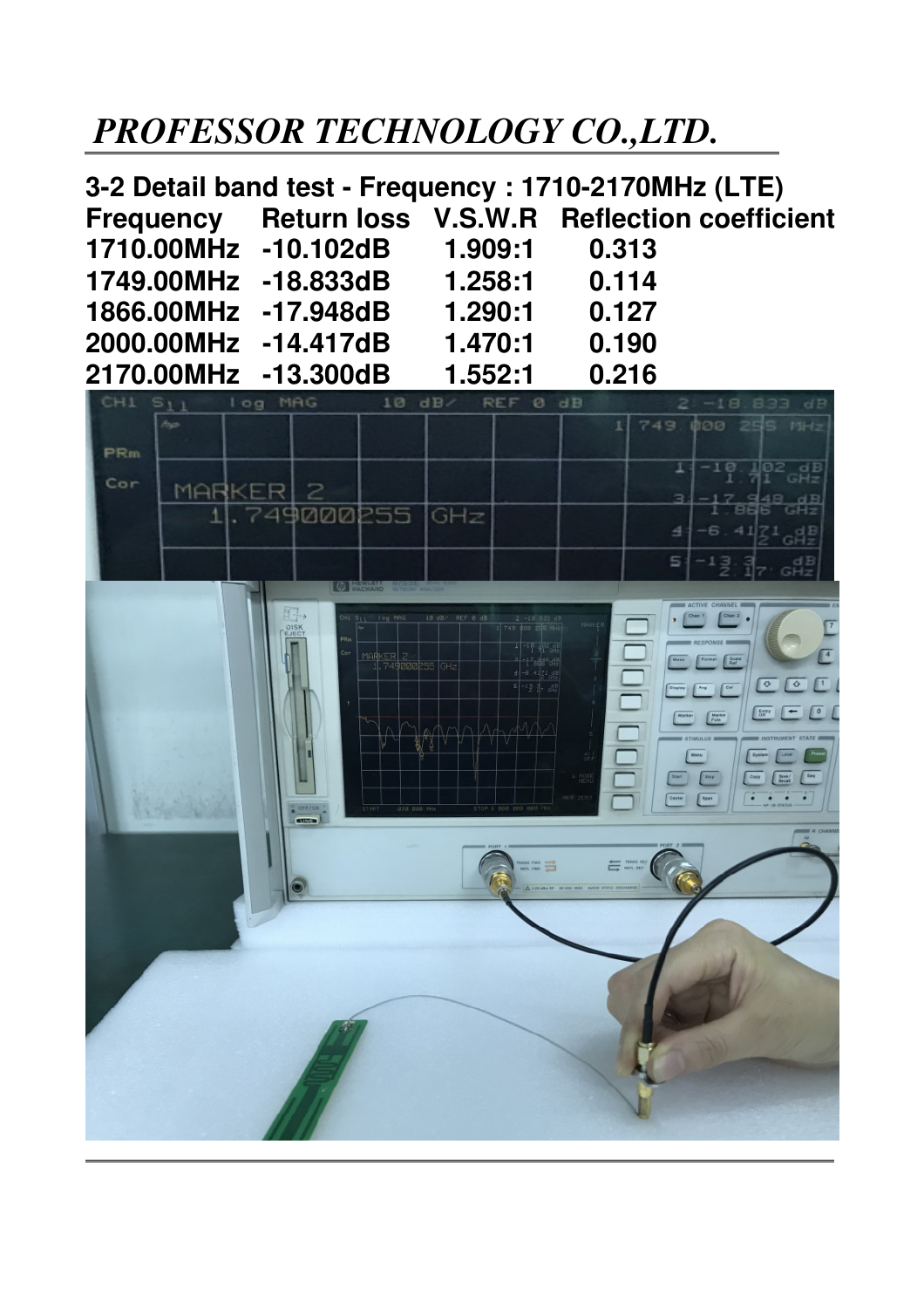# *PROFESSOR TECHNOLOGY CO.,LTD.*

**3-2 Detail band test - Frequency : 1710-2170MHz (LTE)**

| Frequency | Return loss | V.S.W.R | Reflection coefficient |
|---|---|---|---|
| 1710.00MHz | -10.102dB | 1.909:1 | 0.313 |
| 1749.00MHz | -18.833dB | 1.258:1 | 0.114 |
| 1866.00MHz | -17.948dB | 1.290:1 | 0.127 |
| 2000.00MHz | -14.417dB | 1.470:1 | 0.190 |
| 2170.00MHz | -13.300dB | 1.552:1 | 0.216 |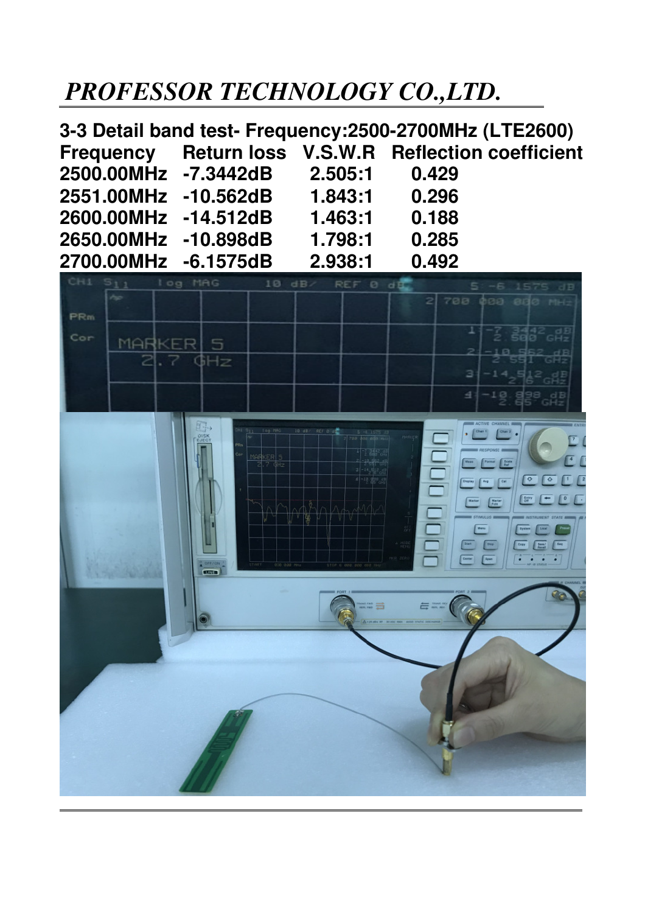## 3-3 Detail band test- Frequency:2500-2700MHz (LTE2600)

| Frequency | Return loss | V.S.W.R | Reflection coefficient |
|---|---|---|---|
| 2500.00MHz | -7.3442dB | 2.505:1 | 0.429 |
| 2551.00MHz | -10.562dB | 1.843:1 | 0.296 |
| 2600.00MHz | -14.512dB | 1.463:1 | 0.188 |
| 2650.00MHz | -10.898dB | 1.798:1 | 0.285 |
| 2700.00MHz | -6.1575dB | 2.938:1 | 0.492 |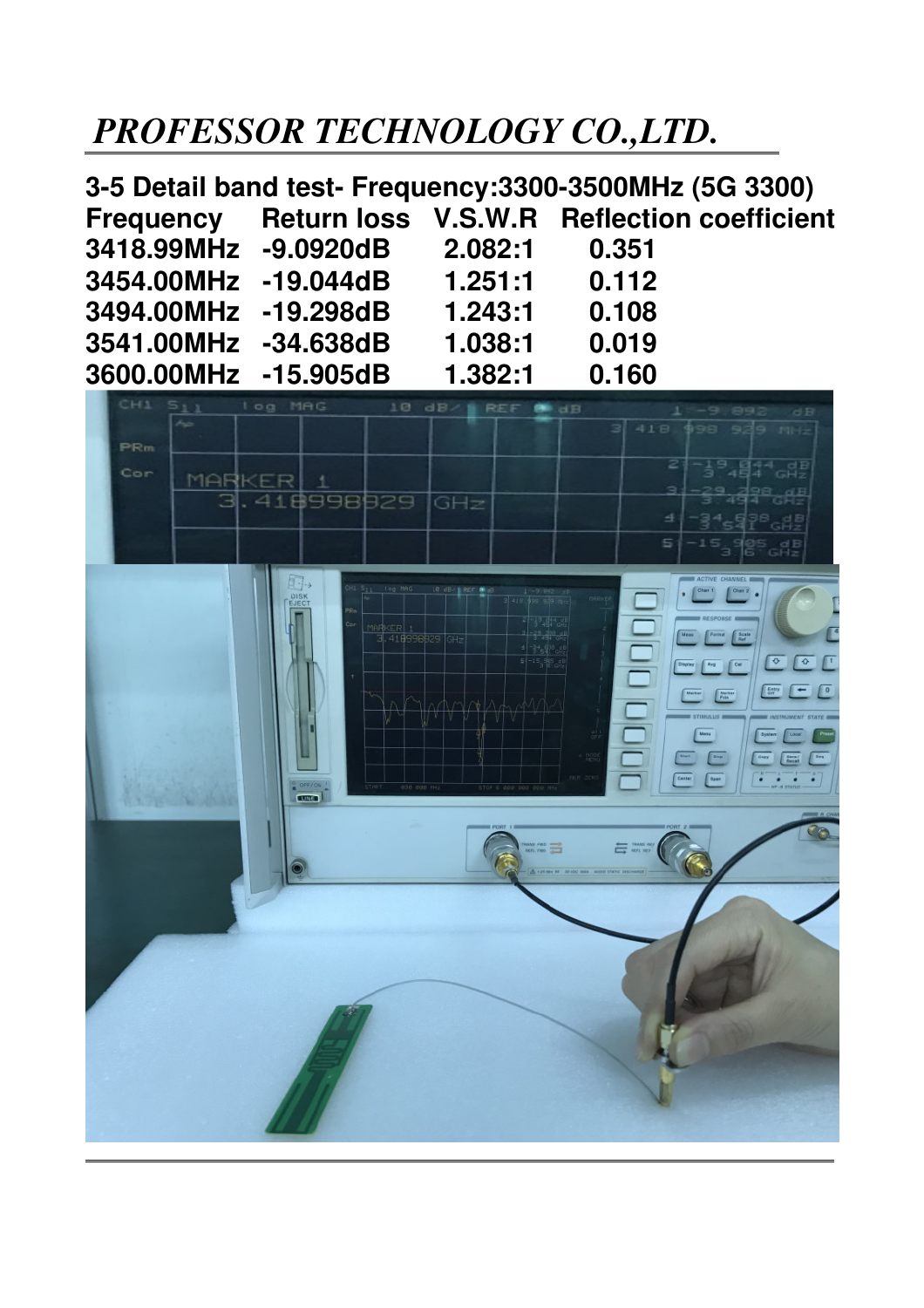*PROFESSOR TECHNOLOGY CO.,LTD.*

**3-5 Detail band test- Frequency:3300-3500MHz (5G 3300)**

| Frequency | Return loss | V.S.W.R | Reflection coefficient |
|---|---|---|---|
| 3418.99MHz | -9.0920dB | 2.082:1 | 0.351 |
| 3454.00MHz | -19.044dB | 1.251:1 | 0.112 |
| 3494.00MHz | -19.298dB | 1.243:1 | 0.108 |
| 3541.00MHz | -34.638dB | 1.038:1 | 0.019 |
| 3600.00MHz | -15.905dB | 1.382:1 | 0.160 |